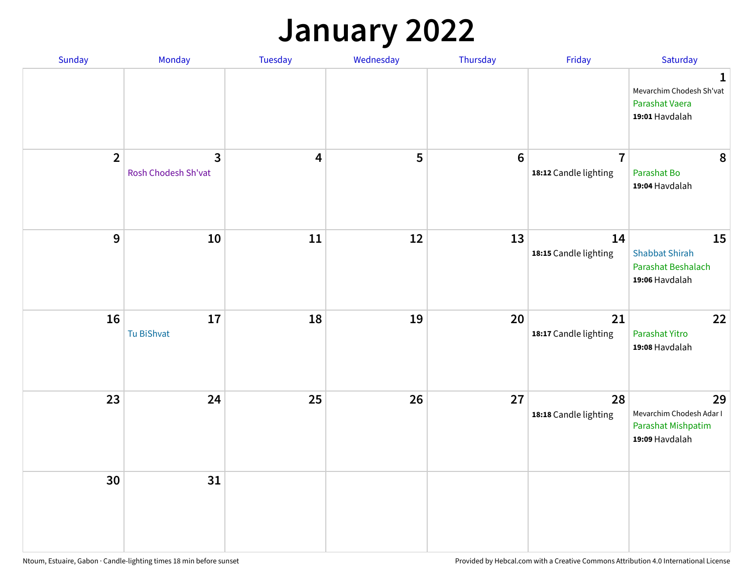# January 2022

| Sunday | Monday | Tuesday | Wednesday | Thursday | Friday | Saturday |
|---|---|---|---|---|---|---|
| | | | | | | **1** Mevarchim Chodesh Sh'vat Parashat Vaera **19:01** Havdalah |
| **2** | **3** Rosh Chodesh Sh'vat | **4** | **5** | **6** | **7** **18:12** Candle lighting | **8** Parashat Bo **19:04** Havdalah |
| **9** | **10** | **11** | **12** | **13** | **14** **18:15** Candle lighting | **15** Shabbat Shirah Parashat Beshalach **19:06** Havdalah |
| **16** | **17** Tu BiShvat | **18** | **19** | **20** | **21** **18:17** Candle lighting | **22** Parashat Yitro **19:08** Havdalah |
| **23** | **24** | **25** | **26** | **27** | **28** **18:18** Candle lighting | **29** Mevarchim Chodesh Adar I Parashat Mishpatim **19:09** Havdalah |
| **30** | **31** | | | | | |

Ntoum, Estuaire, Gabon · Candle-lighting times 18 min before sunset

Provided by Hebcal.com with a Creative Commons Attribution 4.0 International License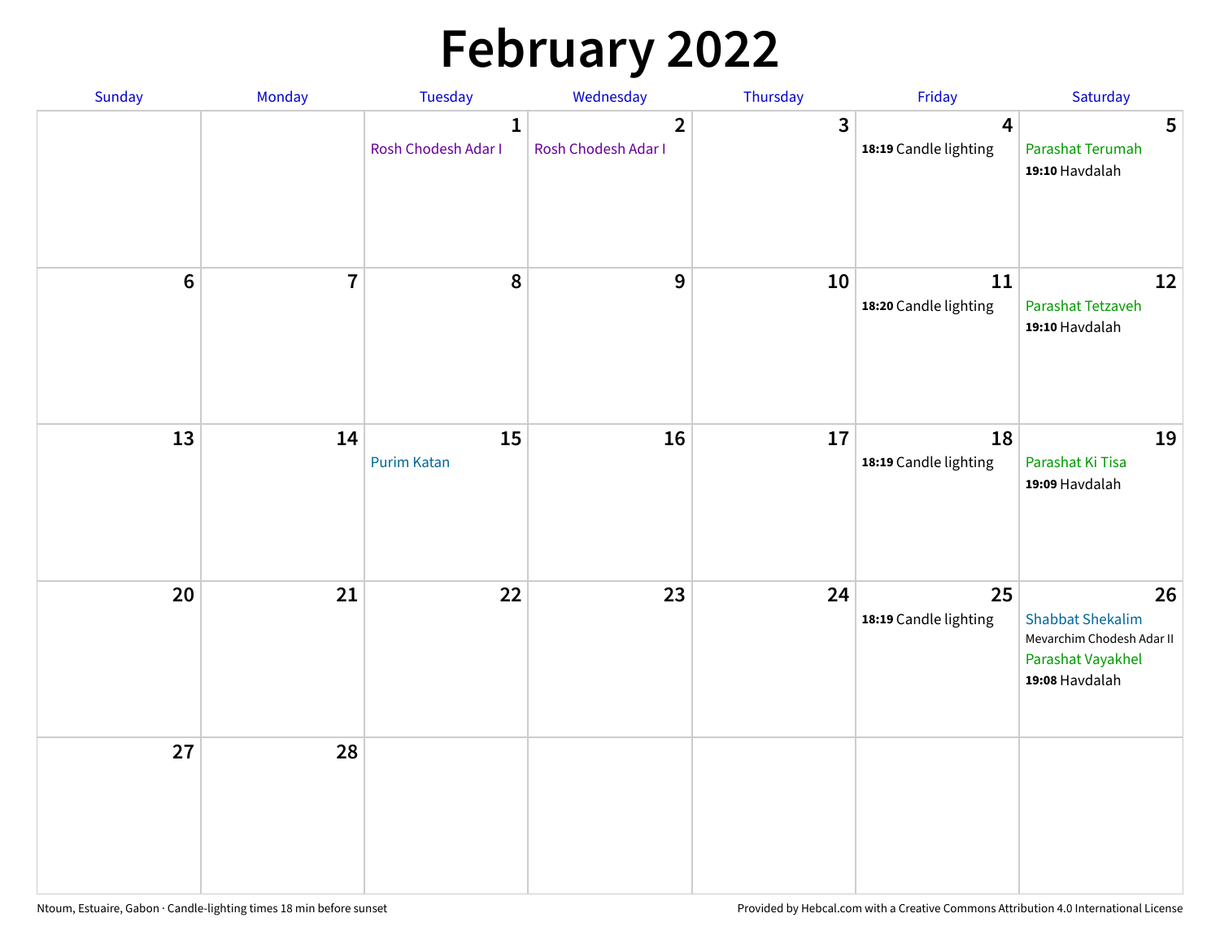# February 2022

| Sunday | Monday | Tuesday | Wednesday | Thursday | Friday | Saturday |
|---|---|---|---|---|---|---|
| | | 1<br>Rosh Chodesh Adar I | 2<br>Rosh Chodesh Adar I | 3 | 4<br>**18:19** Candle lighting | 5<br>Parashat Terumah<br>**19:10** Havdalah |
| 6 | 7 | 8 | 9 | 10 | 11<br>**18:20** Candle lighting | 12<br>Parashat Tetzaveh<br>**19:10** Havdalah |
| 13 | 14 | 15<br>Purim Katan | 16 | 17 | 18<br>**18:19** Candle lighting | 19<br>Parashat Ki Tisa<br>**19:09** Havdalah |
| 20 | 21 | 22 | 23 | 24 | 25<br>**18:19** Candle lighting | 26<br>Shabbat Shekalim<br>Mevarchim Chodesh Adar II<br>Parashat Vayakhel<br>**19:08** Havdalah |
| 27 | 28 | | | | | |

Ntoum, Estuaire, Gabon · Candle-lighting times 18 min before sunset

Provided by Hebcal.com with a Creative Commons Attribution 4.0 International License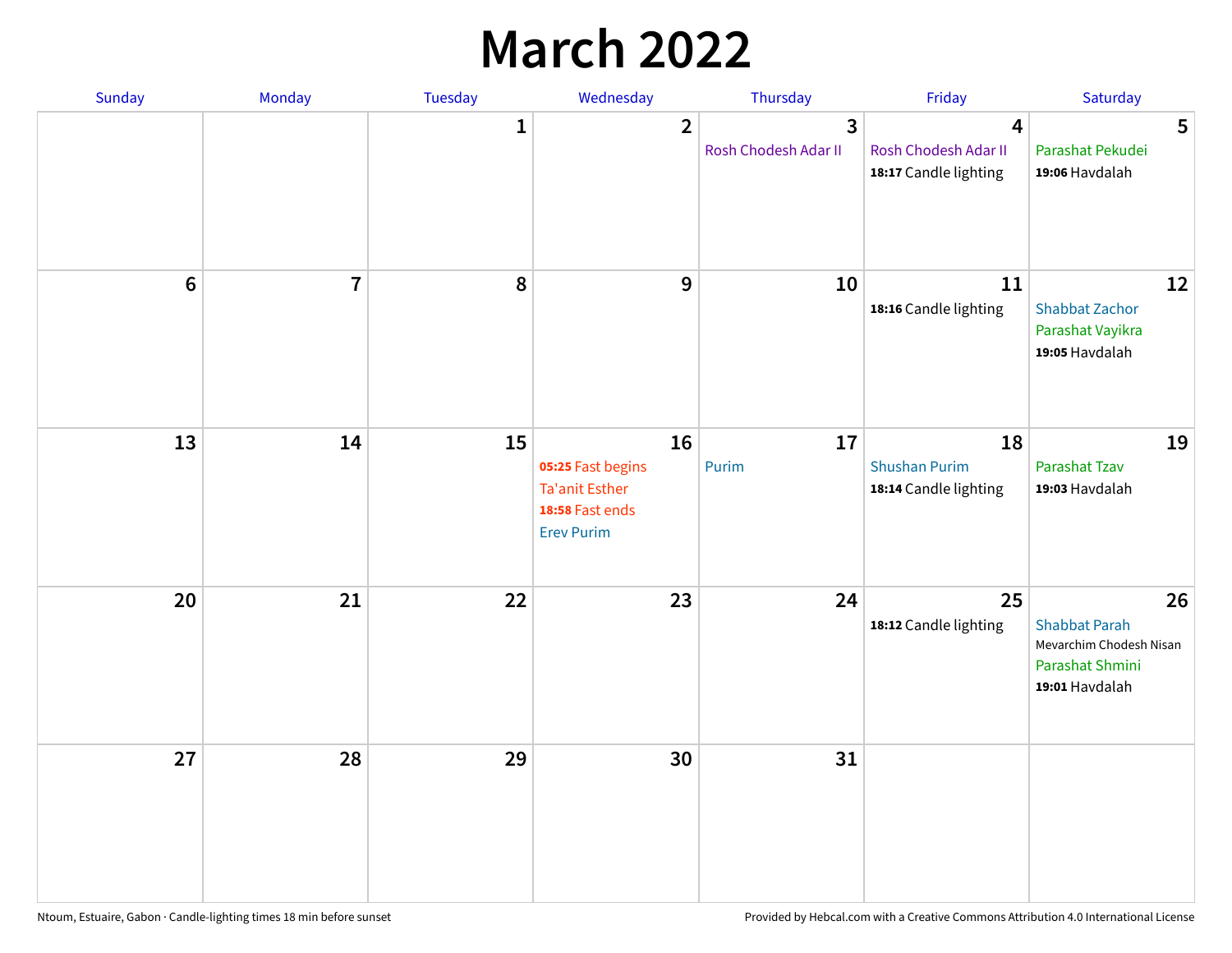# March 2022

| Sunday | Monday | Tuesday | Wednesday | Thursday | Friday | Saturday |
|---|---|---|---|---|---|---|
| | | 1 | 2 | 3<br>Rosh Chodesh Adar II | 4<br>Rosh Chodesh Adar II<br>**18:17** Candle lighting | 5<br>Parashat Pekudei<br>**19:06** Havdalah |
| 6 | 7 | 8 | 9 | 10 | 11<br>**18:16** Candle lighting | 12<br>Shabbat Zachor<br>Parashat Vayikra<br>**19:05** Havdalah |
| 13 | 14 | 15 | 16<br>**05:25** Fast begins<br>Ta'anit Esther<br>**18:58** Fast ends<br>Erev Purim | 17<br>Purim | 18<br>Shushan Purim<br>**18:14** Candle lighting | 19<br>Parashat Tzav<br>**19:03** Havdalah |
| 20 | 21 | 22 | 23 | 24 | 25<br>**18:12** Candle lighting | 26<br>Shabbat Parah<br>Mevarchim Chodesh Nisan<br>Parashat Shmini<br>**19:01** Havdalah |
| 27 | 28 | 29 | 30 | 31 | | |

Ntoum, Estuaire, Gabon · Candle-lighting times 18 min before sunset

Provided by Hebcal.com with a Creative Commons Attribution 4.0 International License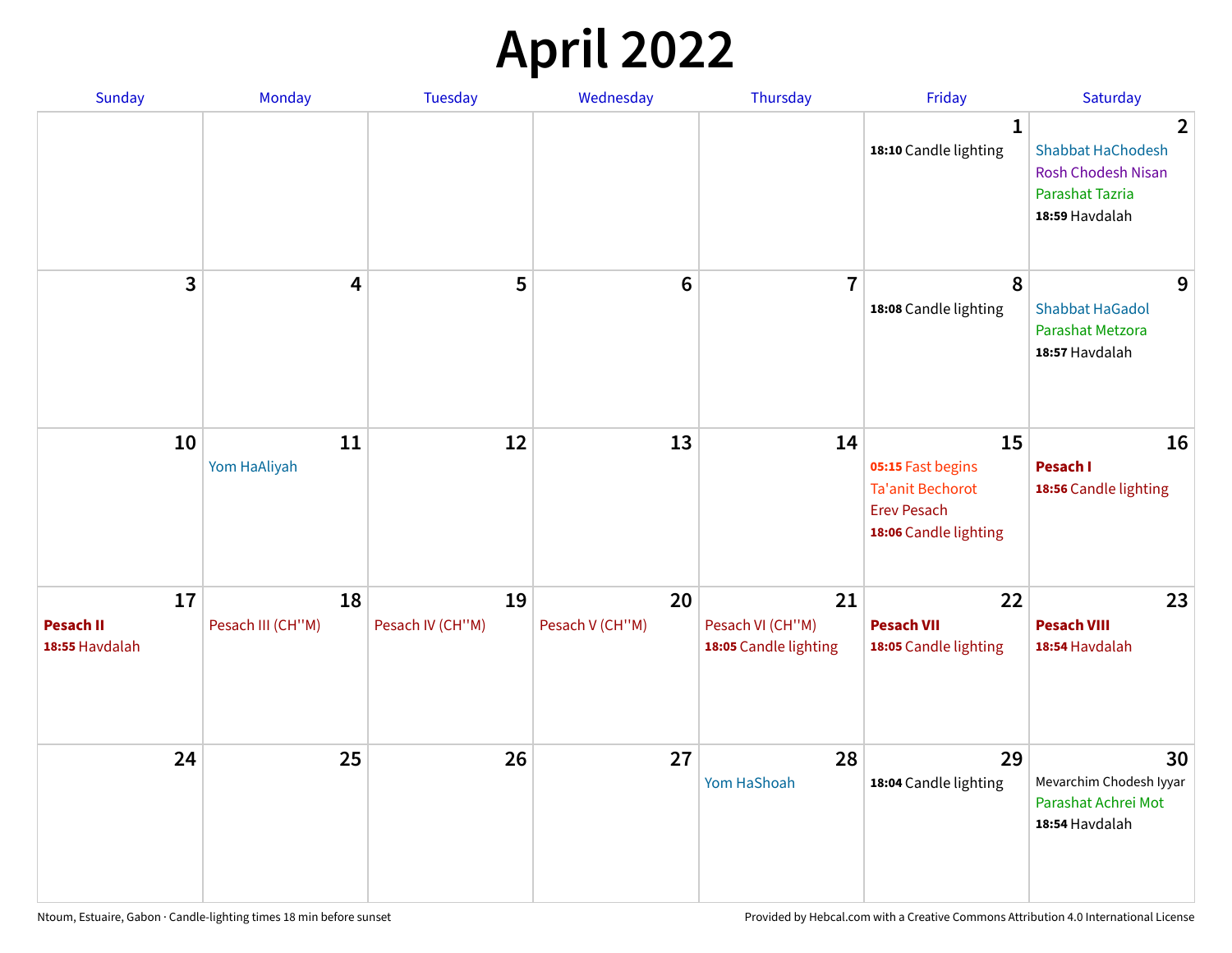# April 2022

| Sunday | Monday | Tuesday | Wednesday | Thursday | Friday | Saturday |
|---|---|---|---|---|---|---|
| | | | | | **1**<br>**18:10** Candle lighting | **2**<br>Shabbat HaChodesh<br>Rosh Chodesh Nisan<br>Parashat Tazria<br>**18:59** Havdalah |
| **3** | **4** | **5** | **6** | **7** | **8**<br>**18:08** Candle lighting | **9**<br>Shabbat HaGadol<br>Parashat Metzora<br>**18:57** Havdalah |
| **10** | **11**<br>Yom HaAliyah | **12** | **13** | **14** | **15**<br>**05:15** Fast begins<br>Ta'anit Bechorot<br>Erev Pesach<br>**18:06** Candle lighting | **16**<br>**Pesach I**<br>**18:56** Candle lighting |
| **17**<br>**Pesach II**<br>**18:55** Havdalah | **18**<br>Pesach III (CH''M) | **19**<br>Pesach IV (CH''M) | **20**<br>Pesach V (CH''M) | **21**<br>Pesach VI (CH''M)<br>**18:05** Candle lighting | **22**<br>**Pesach VII**<br>**18:05** Candle lighting | **23**<br>**Pesach VIII**<br>**18:54** Havdalah |
| **24** | **25** | **26** | **27** | **28**<br>Yom HaShoah | **29**<br>**18:04** Candle lighting | **30**<br>Mevarchim Chodesh Iyyar<br>Parashat Achrei Mot<br>**18:54** Havdalah |

Ntoum, Estuaire, Gabon · Candle-lighting times 18 min before sunset

Provided by Hebcal.com with a Creative Commons Attribution 4.0 International License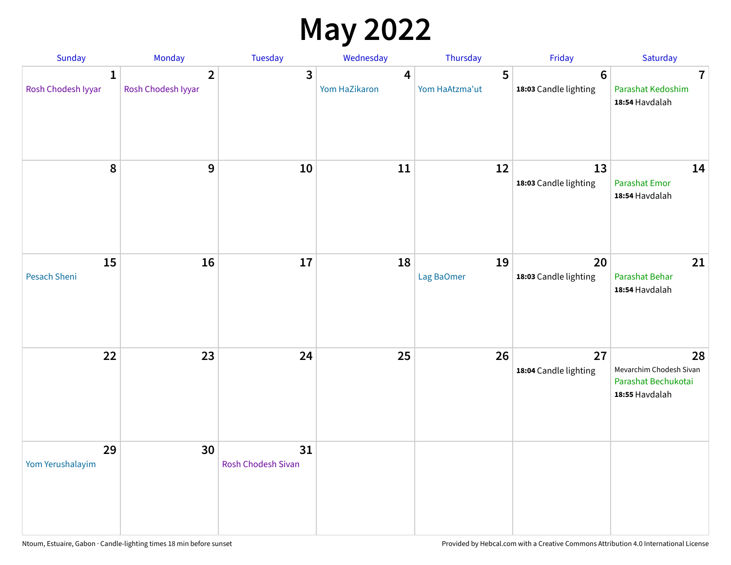# May 2022

| Sunday | Monday | Tuesday | Wednesday | Thursday | Friday | Saturday |
|---|---|---|---|---|---|---|
| **1** Rosh Chodesh Iyyar | **2** Rosh Chodesh Iyyar | **3** | **4** Yom HaZikaron | **5** Yom HaAtzma'ut | **6** **18:03** Candle lighting | **7** Parashat Kedoshim **18:54** Havdalah |
| **8** | **9** | **10** | **11** | **12** | **13** **18:03** Candle lighting | **14** Parashat Emor **18:54** Havdalah |
| **15** Pesach Sheni | **16** | **17** | **18** | **19** Lag BaOmer | **20** **18:03** Candle lighting | **21** Parashat Behar **18:54** Havdalah |
| **22** | **23** | **24** | **25** | **26** | **27** **18:04** Candle lighting | **28** Mevarchim Chodesh Sivan Parashat Bechukotai **18:55** Havdalah |
| **29** Yom Yerushalayim | **30** | **31** Rosh Chodesh Sivan | | | | |

Ntoum, Estuaire, Gabon · Candle-lighting times 18 min before sunset

Provided by Hebcal.com with a Creative Commons Attribution 4.0 International License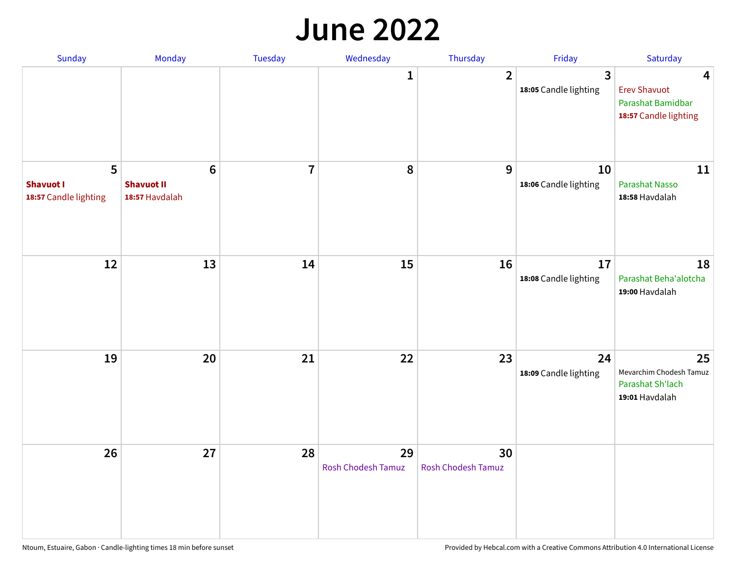# June 2022

| Sunday | Monday | Tuesday | Wednesday | Thursday | Friday | Saturday |
|---|---|---|---|---|---|---|
| | | | 1 | 2 | 3<br>**18:05** Candle lighting | 4<br>Erev Shavuot<br>Parashat Bamidbar<br>**18:57** Candle lighting |
| 5<br>**Shavuot I**<br>**18:57** Candle lighting | 6<br>**Shavuot II**<br>**18:57** Havdalah | 7 | 8 | 9 | 10<br>**18:06** Candle lighting | 11<br>Parashat Nasso<br>**18:58** Havdalah |
| 12 | 13 | 14 | 15 | 16 | 17<br>**18:08** Candle lighting | 18<br>Parashat Beha'alotcha<br>**19:00** Havdalah |
| 19 | 20 | 21 | 22 | 23 | 24<br>**18:09** Candle lighting | 25<br>Mevarchim Chodesh Tamuz<br>Parashat Sh'lach<br>**19:01** Havdalah |
| 26 | 27 | 28 | 29<br>Rosh Chodesh Tamuz | 30<br>Rosh Chodesh Tamuz | | |

Ntoum, Estuaire, Gabon · Candle-lighting times 18 min before sunset

Provided by Hebcal.com with a Creative Commons Attribution 4.0 International License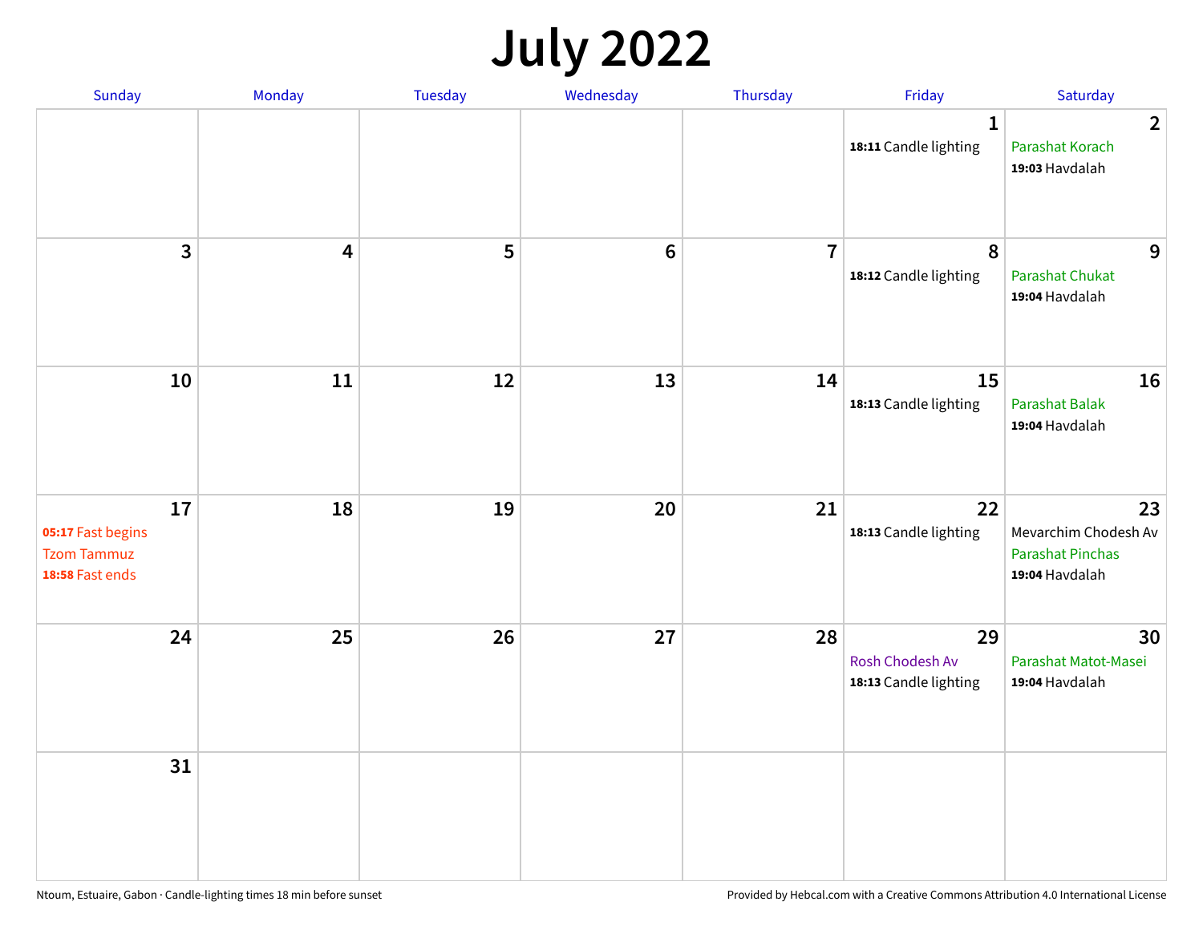# July 2022

| Sunday | Monday | Tuesday | Wednesday | Thursday | Friday | Saturday |
|---|---|---|---|---|---|---|
| | | | | | 1<br>**18:11** Candle lighting | 2<br>Parashat Korach<br>**19:03** Havdalah |
| 3 | 4 | 5 | 6 | 7 | 8<br>**18:12** Candle lighting | 9<br>Parashat Chukat<br>**19:04** Havdalah |
| 10 | 11 | 12 | 13 | 14 | 15<br>**18:13** Candle lighting | 16<br>Parashat Balak<br>**19:04** Havdalah |
| 17<br>**05:17** Fast begins<br>Tzom Tammuz<br>**18:58** Fast ends | 18 | 19 | 20 | 21 | 22<br>**18:13** Candle lighting | 23<br>Mevarchim Chodesh Av<br>Parashat Pinchas<br>**19:04** Havdalah |
| 24 | 25 | 26 | 27 | 28 | 29<br>Rosh Chodesh Av<br>**18:13** Candle lighting | 30<br>Parashat Matot-Masei<br>**19:04** Havdalah |
| 31 | | | | | | |

Ntoum, Estuaire, Gabon · Candle-lighting times 18 min before sunset

Provided by Hebcal.com with a Creative Commons Attribution 4.0 International License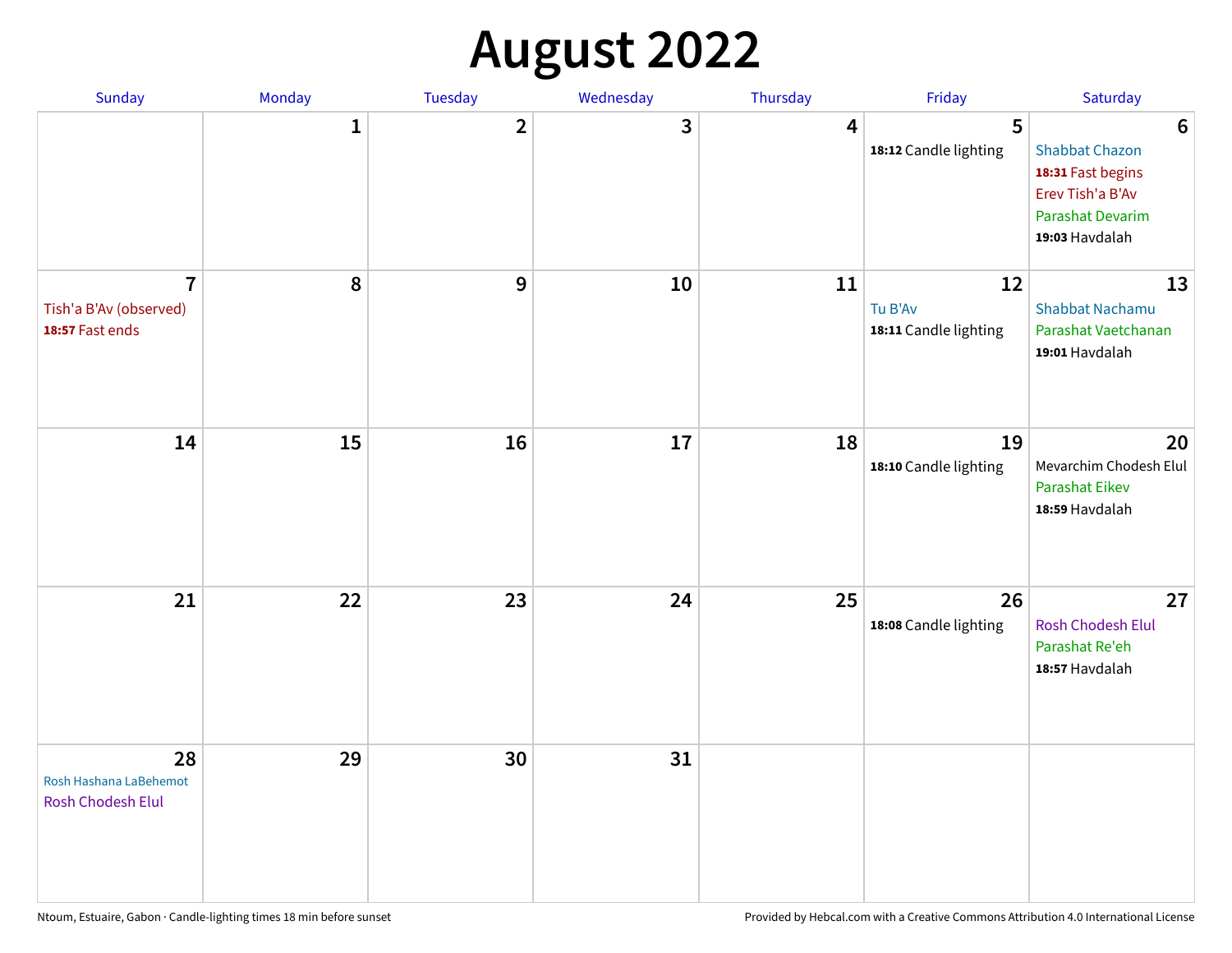# August 2022

| Sunday | Monday | Tuesday | Wednesday | Thursday | Friday | Saturday |
|---|---|---|---|---|---|---|
| | 1 | 2 | 3 | 4 | 5<br>**18:12** Candle lighting | 6<br>Shabbat Chazon<br>**18:31** Fast begins<br>Erev Tish'a B'Av<br>Parashat Devarim<br>**19:03** Havdalah |
| 7<br>Tish'a B'Av (observed)<br>**18:57** Fast ends | 8 | 9 | 10 | 11 | 12<br>Tu B'Av<br>**18:11** Candle lighting | 13<br>Shabbat Nachamu<br>Parashat Vaetchanan<br>**19:01** Havdalah |
| 14 | 15 | 16 | 17 | 18 | 19<br>**18:10** Candle lighting | 20<br>Mevarchim Chodesh Elul<br>Parashat Eikev<br>**18:59** Havdalah |
| 21 | 22 | 23 | 24 | 25 | 26<br>**18:08** Candle lighting | 27<br>Rosh Chodesh Elul<br>Parashat Re'eh<br>**18:57** Havdalah |
| 28<br>Rosh Hashana LaBehemot<br>Rosh Chodesh Elul | 29 | 30 | 31 | | | |

Ntoum, Estuaire, Gabon · Candle-lighting times 18 min before sunset

Provided by Hebcal.com with a Creative Commons Attribution 4.0 International License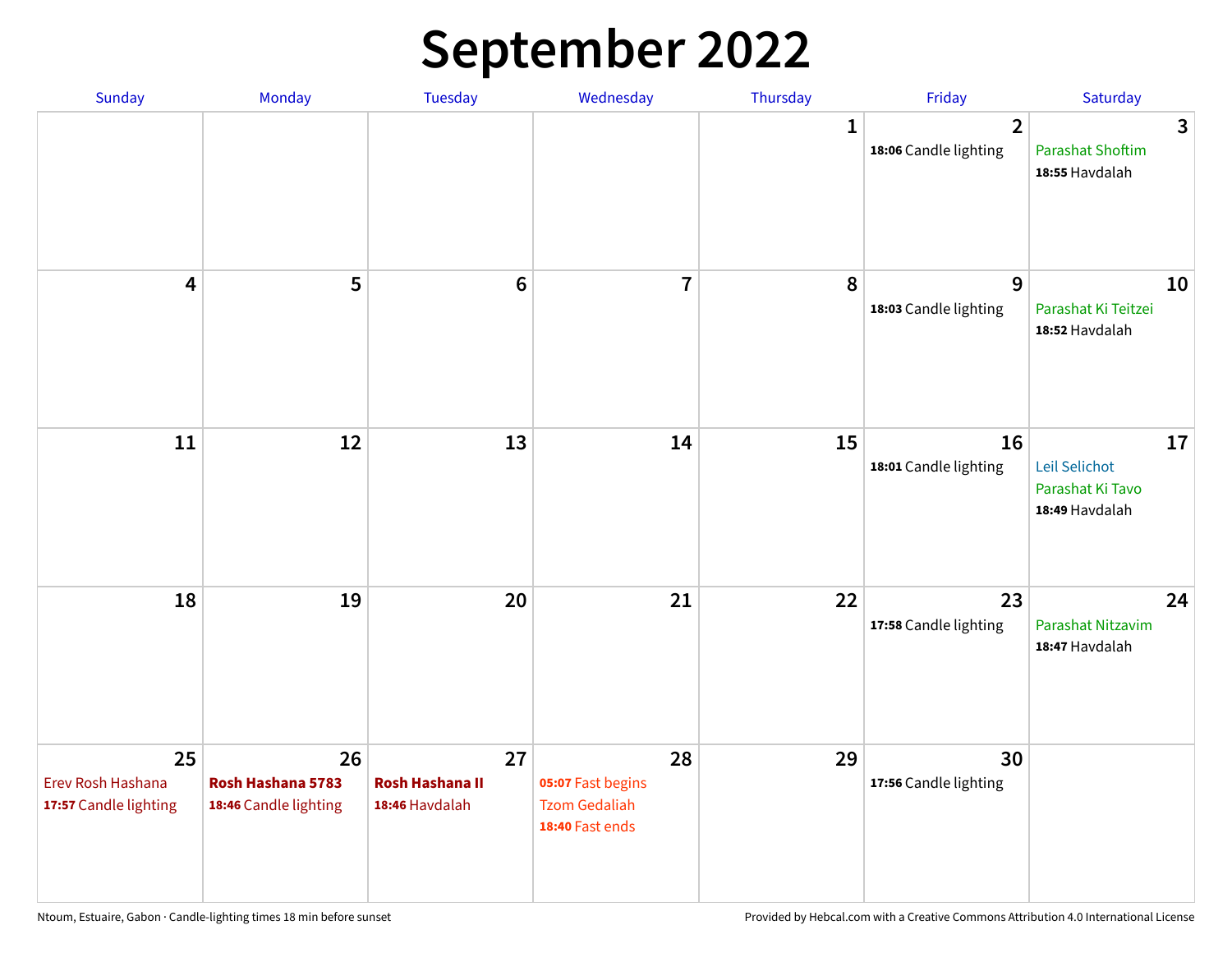# September 2022

| Sunday | Monday | Tuesday | Wednesday | Thursday | Friday | Saturday |
|---|---|---|---|---|---|---|
| | | | | 1 | 2<br>**18:06** Candle lighting | 3<br>Parashat Shoftim<br>**18:55** Havdalah |
| 4 | 5 | 6 | 7 | 8 | 9<br>**18:03** Candle lighting | 10<br>Parashat Ki Teitzei<br>**18:52** Havdalah |
| 11 | 12 | 13 | 14 | 15 | 16<br>**18:01** Candle lighting | 17<br>Leil Selichot<br>Parashat Ki Tavo<br>**18:49** Havdalah |
| 18 | 19 | 20 | 21 | 22 | 23<br>**17:58** Candle lighting | 24<br>Parashat Nitzavim<br>**18:47** Havdalah |
| 25<br>Erev Rosh Hashana<br>**17:57** Candle lighting | 26<br>**Rosh Hashana 5783**<br>**18:46** Candle lighting | 27<br>**Rosh Hashana II**<br>**18:46** Havdalah | 28<br>**05:07** Fast begins<br>Tzom Gedaliah<br>**18:40** Fast ends | 29 | 30<br>**17:56** Candle lighting | |

Ntoum, Estuaire, Gabon · Candle-lighting times 18 min before sunset

Provided by Hebcal.com with a Creative Commons Attribution 4.0 International License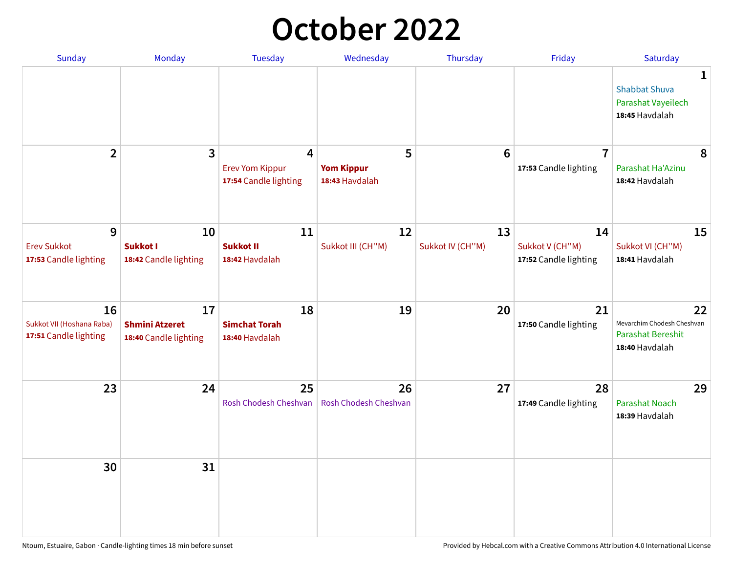# October 2022

| Sunday | Monday | Tuesday | Wednesday | Thursday | Friday | Saturday |
|---|---|---|---|---|---|---|
| | | | | | | **1** Shabbat Shuva Parashat Vayeilech **18:45** Havdalah |
| **2** | **3** | **4** Erev Yom Kippur **17:54** Candle lighting | **5** **Yom Kippur** **18:43** Havdalah | **6** | **7** **17:53** Candle lighting | **8** Parashat Ha'Azinu **18:42** Havdalah |
| **9** Erev Sukkot **17:53** Candle lighting | **10** **Sukkot I** **18:42** Candle lighting | **11** **Sukkot II** **18:42** Havdalah | **12** Sukkot III (CH''M) | **13** Sukkot IV (CH''M) | **14** Sukkot V (CH''M) **17:52** Candle lighting | **15** Sukkot VI (CH''M) **18:41** Havdalah |
| **16** Sukkot VII (Hoshana Raba) **17:51** Candle lighting | **17** **Shmini Atzeret** **18:40** Candle lighting | **18** **Simchat Torah** **18:40** Havdalah | **19** | **20** | **21** **17:50** Candle lighting | **22** Mevarchim Chodesh Cheshvan Parashat Bereshit **18:40** Havdalah |
| **23** | **24** | **25** Rosh Chodesh Cheshvan | **26** Rosh Chodesh Cheshvan | **27** | **28** **17:49** Candle lighting | **29** Parashat Noach **18:39** Havdalah |
| **30** | **31** | | | | | |

Ntoum, Estuaire, Gabon · Candle-lighting times 18 min before sunset

Provided by Hebcal.com with a Creative Commons Attribution 4.0 International License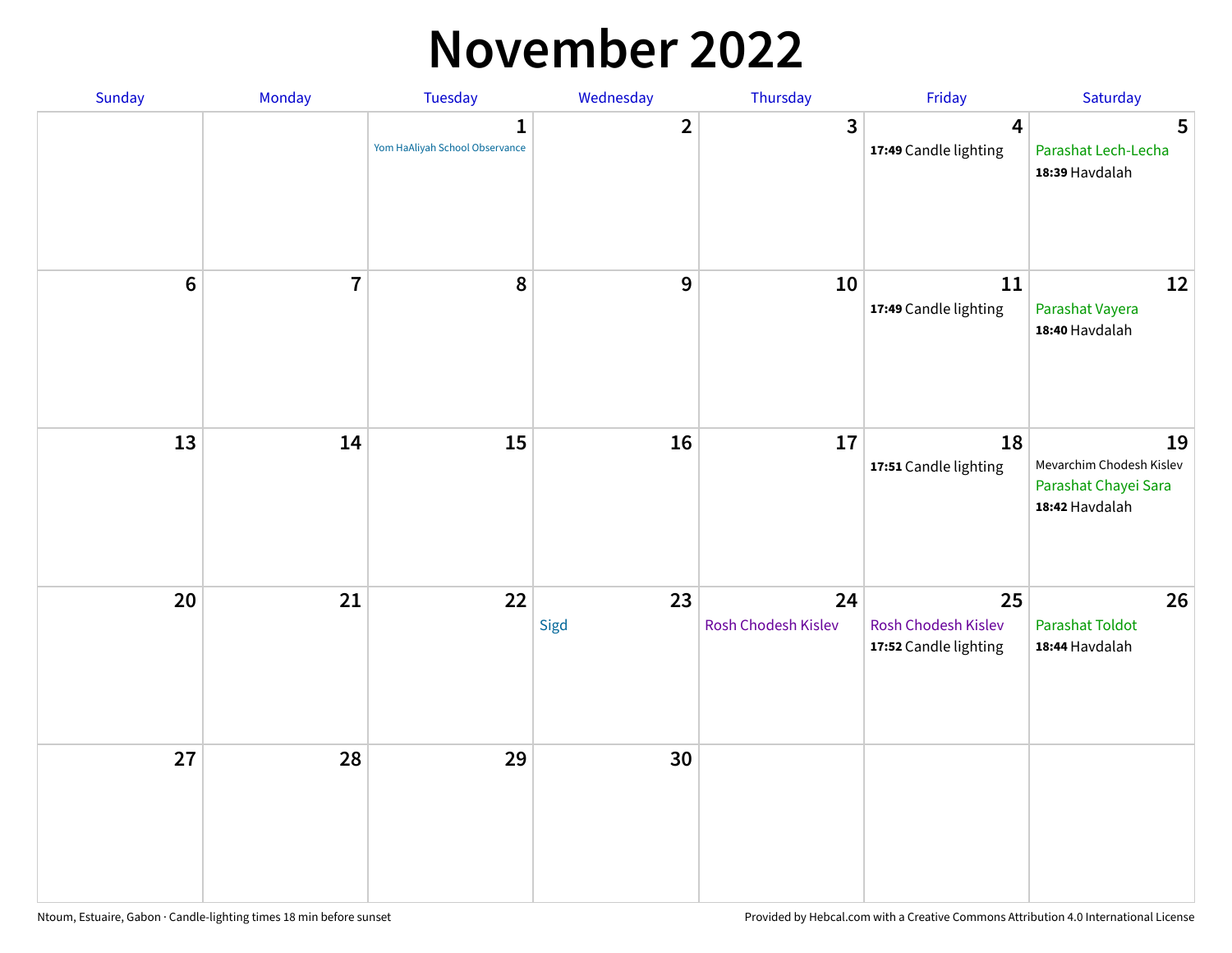# November 2022

| Sunday | Monday | Tuesday | Wednesday | Thursday | Friday | Saturday |
|---|---|---|---|---|---|---|
| | | 1<br>Yom HaAliyah School Observance | 2 | 3 | 4<br>**17:49** Candle lighting | 5<br>Parashat Lech-Lecha<br>**18:39** Havdalah |
| 6 | 7 | 8 | 9 | 10 | 11<br>**17:49** Candle lighting | 12<br>Parashat Vayera<br>**18:40** Havdalah |
| 13 | 14 | 15 | 16 | 17 | 18<br>**17:51** Candle lighting | 19<br>Mevarchim Chodesh Kislev<br>Parashat Chayei Sara<br>**18:42** Havdalah |
| 20 | 21 | 22 | 23<br>Sigd | 24<br>Rosh Chodesh Kislev | 25<br>Rosh Chodesh Kislev<br>**17:52** Candle lighting | 26<br>Parashat Toldot<br>**18:44** Havdalah |
| 27 | 28 | 29 | 30 | | | |

Ntoum, Estuaire, Gabon · Candle-lighting times 18 min before sunset

Provided by Hebcal.com with a Creative Commons Attribution 4.0 International License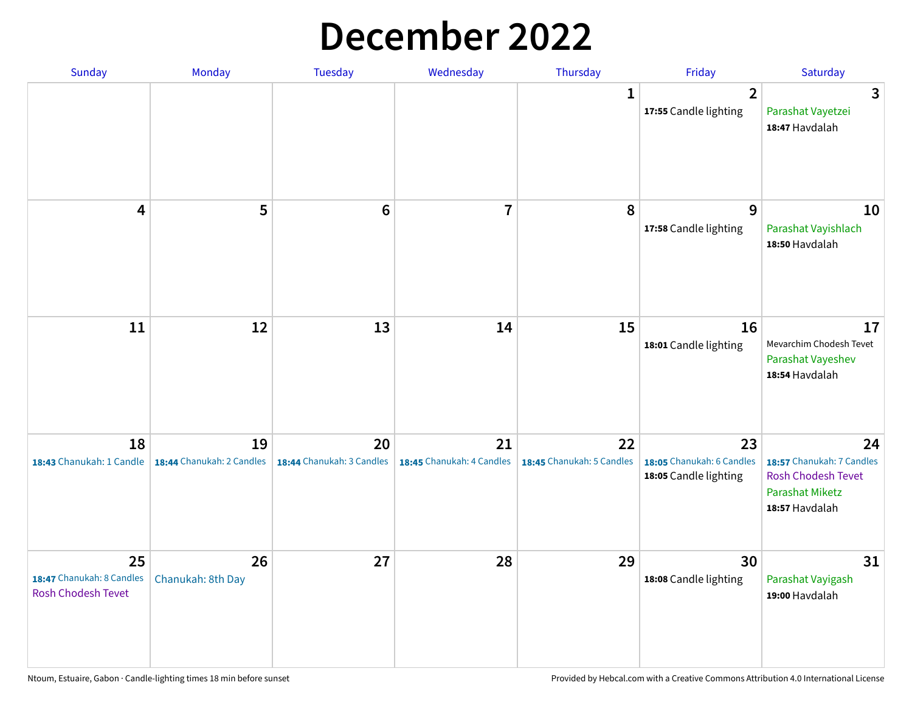# December 2022

| Sunday | Monday | Tuesday | Wednesday | Thursday | Friday | Saturday |
|---|---|---|---|---|---|---|
| | | | | 1 | 2<br>**17:55** Candle lighting | 3<br>Parashat Vayetzei<br>**18:47** Havdalah |
| 4 | 5 | 6 | 7 | 8 | 9<br>**17:58** Candle lighting | 10<br>Parashat Vayishlach<br>**18:50** Havdalah |
| 11 | 12 | 13 | 14 | 15 | 16<br>**18:01** Candle lighting | 17<br>Mevarchim Chodesh Tevet<br>Parashat Vayeshev<br>**18:54** Havdalah |
| 18<br>**18:43** Chanukah: 1 Candle | 19<br>**18:44** Chanukah: 2 Candles | 20<br>**18:44** Chanukah: 3 Candles | 21<br>**18:45** Chanukah: 4 Candles | 22<br>**18:45** Chanukah: 5 Candles | 23<br>**18:05** Chanukah: 6 Candles<br>**18:05** Candle lighting | 24<br>**18:57** Chanukah: 7 Candles<br>Rosh Chodesh Tevet<br>Parashat Miketz<br>**18:57** Havdalah |
| 25<br>**18:47** Chanukah: 8 Candles<br>Rosh Chodesh Tevet | 26<br>Chanukah: 8th Day | 27 | 28 | 29 | 30<br>**18:08** Candle lighting | 31<br>Parashat Vayigash<br>**19:00** Havdalah |

Ntoum, Estuaire, Gabon · Candle-lighting times 18 min before sunset

Provided by Hebcal.com with a Creative Commons Attribution 4.0 International License